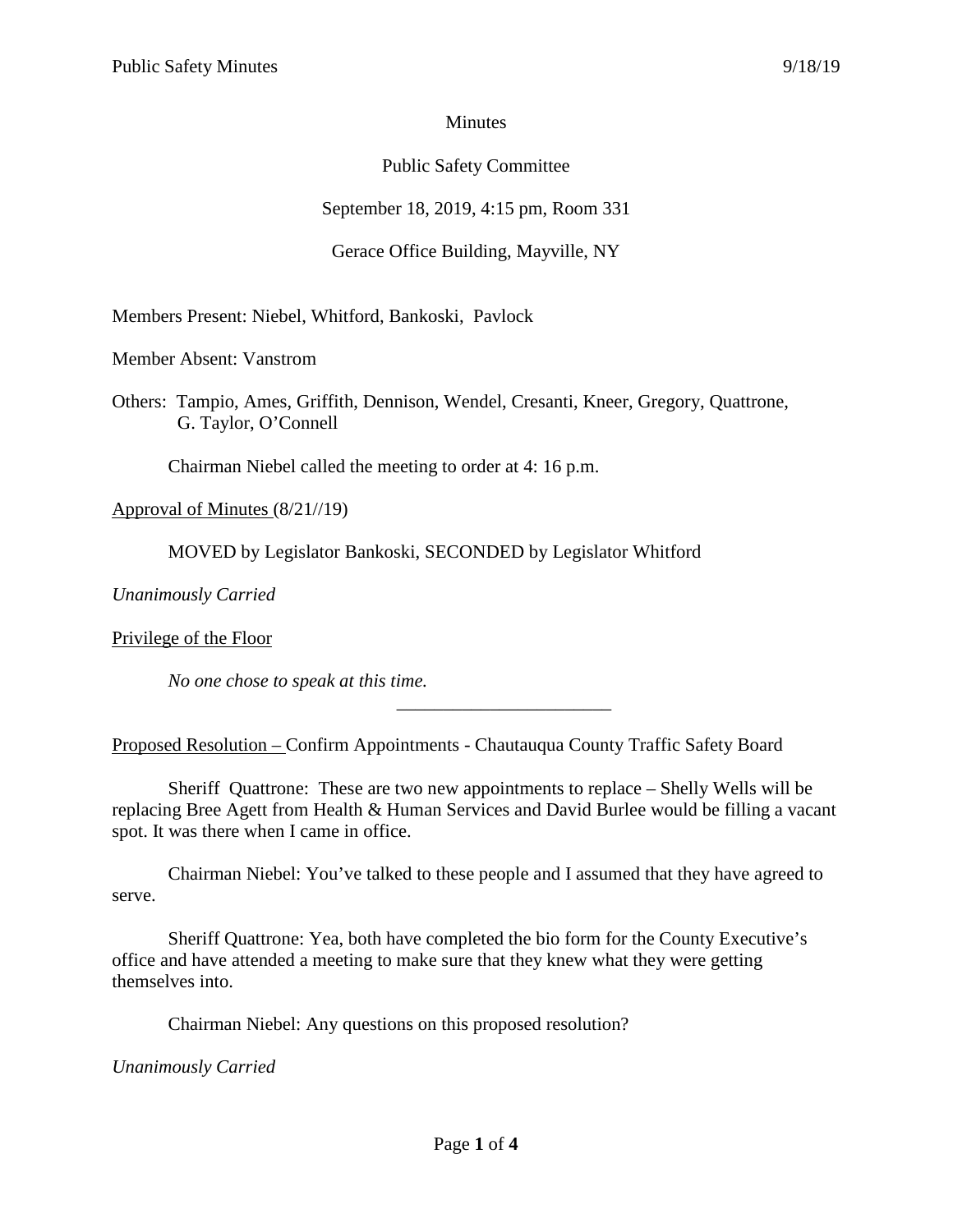Minutes

Public Safety Committee

September 18, 2019, 4:15 pm, Room 331

Gerace Office Building, Mayville, NY

Members Present: Niebel, Whitford, Bankoski, Pavlock

Member Absent: Vanstrom

Others: Tampio, Ames, Griffith, Dennison, Wendel, Cresanti, Kneer, Gregory, Quattrone, G. Taylor, O'Connell

Chairman Niebel called the meeting to order at 4: 16 p.m.

<u>Approval of Minutes</u> (8/21//19)

MOVED by Legislator Bankoski, SECONDED by Legislator Whitford

*Unanimously Carried*

<u>Privilege of the Floor</u>

*No one chose to speak at this time.*

---

<u>Proposed Resolution –</u> Confirm Appointments - Chautauqua County Traffic Safety Board

Sheriff Quattrone: These are two new appointments to replace – Shelly Wells will be replacing Bree Agett from Health & Human Services and David Burlee would be filling a vacant spot. It was there when I came in office.

Chairman Niebel: You've talked to these people and I assumed that they have agreed to serve.

Sheriff Quattrone: Yea, both have completed the bio form for the County Executive's office and have attended a meeting to make sure that they knew what they were getting themselves into.

Chairman Niebel: Any questions on this proposed resolution?

*Unanimously Carried*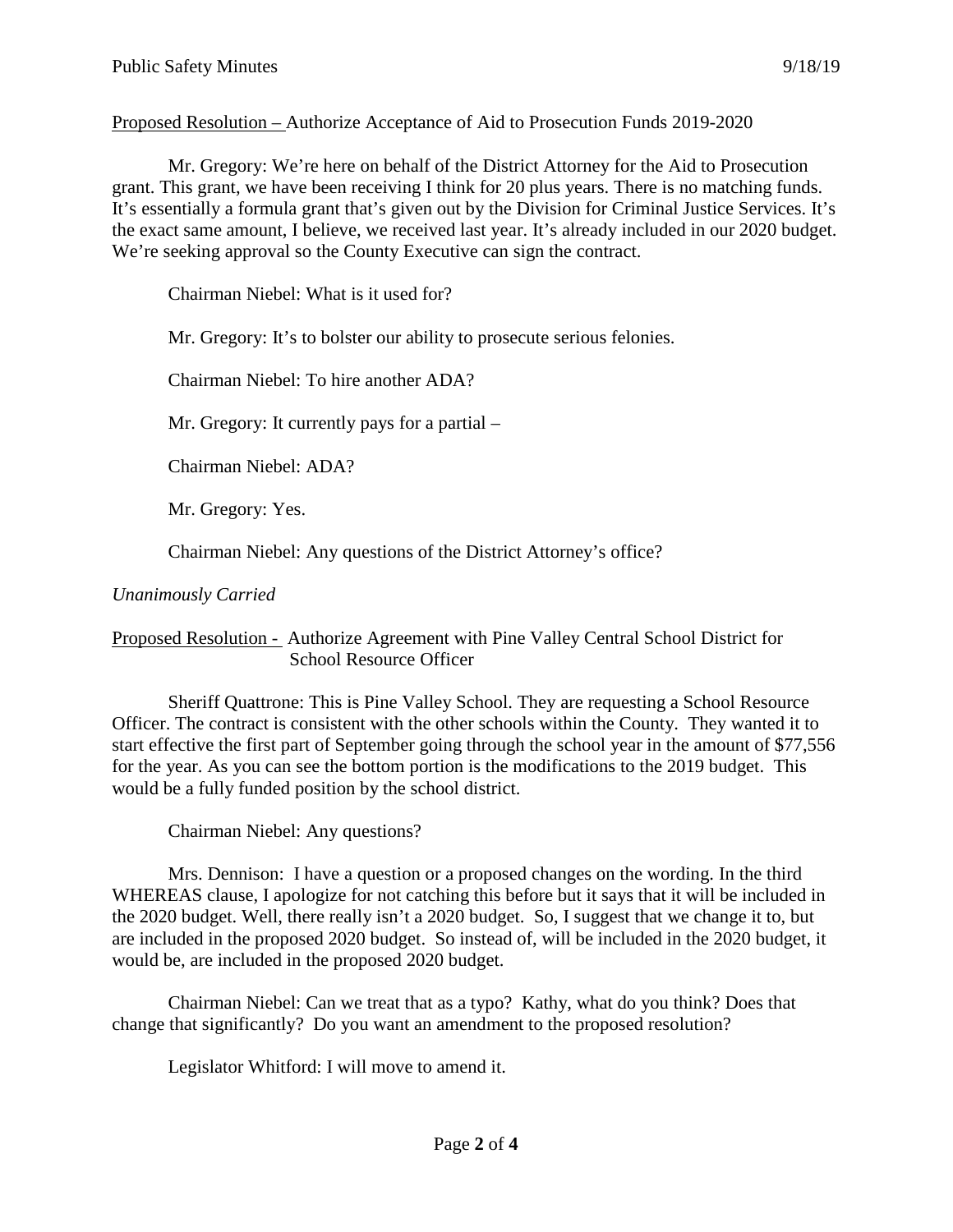<u>Proposed Resolution –</u> Authorize Acceptance of Aid to Prosecution Funds 2019-2020

Mr. Gregory: We're here on behalf of the District Attorney for the Aid to Prosecution grant. This grant, we have been receiving I think for 20 plus years. There is no matching funds. It's essentially a formula grant that's given out by the Division for Criminal Justice Services. It's the exact same amount, I believe, we received last year. It's already included in our 2020 budget. We're seeking approval so the County Executive can sign the contract.

Chairman Niebel: What is it used for?

Mr. Gregory: It's to bolster our ability to prosecute serious felonies.

Chairman Niebel: To hire another ADA?

Mr. Gregory: It currently pays for a partial –

Chairman Niebel: ADA?

Mr. Gregory: Yes.

Chairman Niebel: Any questions of the District Attorney's office?

*Unanimously Carried*

<u>Proposed Resolution -</u> Authorize Agreement with Pine Valley Central School District for School Resource Officer

Sheriff Quattrone: This is Pine Valley School. They are requesting a School Resource Officer. The contract is consistent with the other schools within the County. They wanted it to start effective the first part of September going through the school year in the amount of $77,556 for the year. As you can see the bottom portion is the modifications to the 2019 budget. This would be a fully funded position by the school district.

Chairman Niebel: Any questions?

Mrs. Dennison: I have a question or a proposed changes on the wording. In the third WHEREAS clause, I apologize for not catching this before but it says that it will be included in the 2020 budget. Well, there really isn't a 2020 budget. So, I suggest that we change it to, but are included in the proposed 2020 budget. So instead of, will be included in the 2020 budget, it would be, are included in the proposed 2020 budget.

Chairman Niebel: Can we treat that as a typo? Kathy, what do you think? Does that change that significantly? Do you want an amendment to the proposed resolution?

Legislator Whitford: I will move to amend it.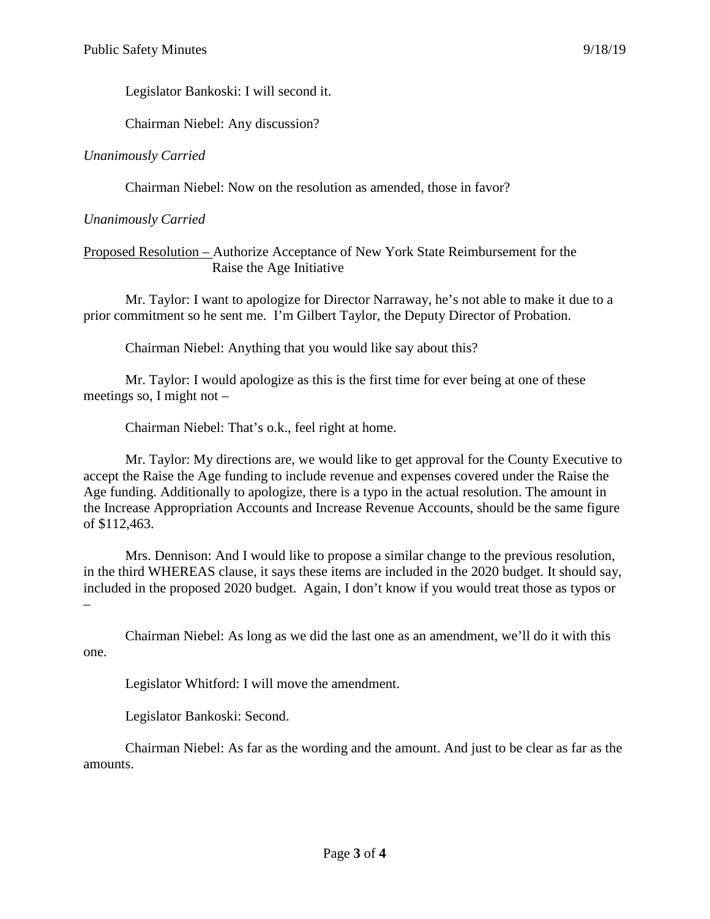Legislator Bankoski: I will second it.

Chairman Niebel: Any discussion?

*Unanimously Carried*

Chairman Niebel: Now on the resolution as amended, those in favor?

*Unanimously Carried*

Proposed Resolution – Authorize Acceptance of New York State Reimbursement for the Raise the Age Initiative

Mr. Taylor: I want to apologize for Director Narraway, he's not able to make it due to a prior commitment so he sent me. I'm Gilbert Taylor, the Deputy Director of Probation.

Chairman Niebel: Anything that you would like say about this?

Mr. Taylor: I would apologize as this is the first time for ever being at one of these meetings so, I might not –

Chairman Niebel: That's o.k., feel right at home.

Mr. Taylor: My directions are, we would like to get approval for the County Executive to accept the Raise the Age funding to include revenue and expenses covered under the Raise the Age funding. Additionally to apologize, there is a typo in the actual resolution. The amount in the Increase Appropriation Accounts and Increase Revenue Accounts, should be the same figure of $112,463.

Mrs. Dennison: And I would like to propose a similar change to the previous resolution, in the third WHEREAS clause, it says these items are included in the 2020 budget. It should say, included in the proposed 2020 budget. Again, I don't know if you would treat those as typos or –

Chairman Niebel: As long as we did the last one as an amendment, we'll do it with this one.

Legislator Whitford: I will move the amendment.

Legislator Bankoski: Second.

Chairman Niebel: As far as the wording and the amount. And just to be clear as far as the amounts.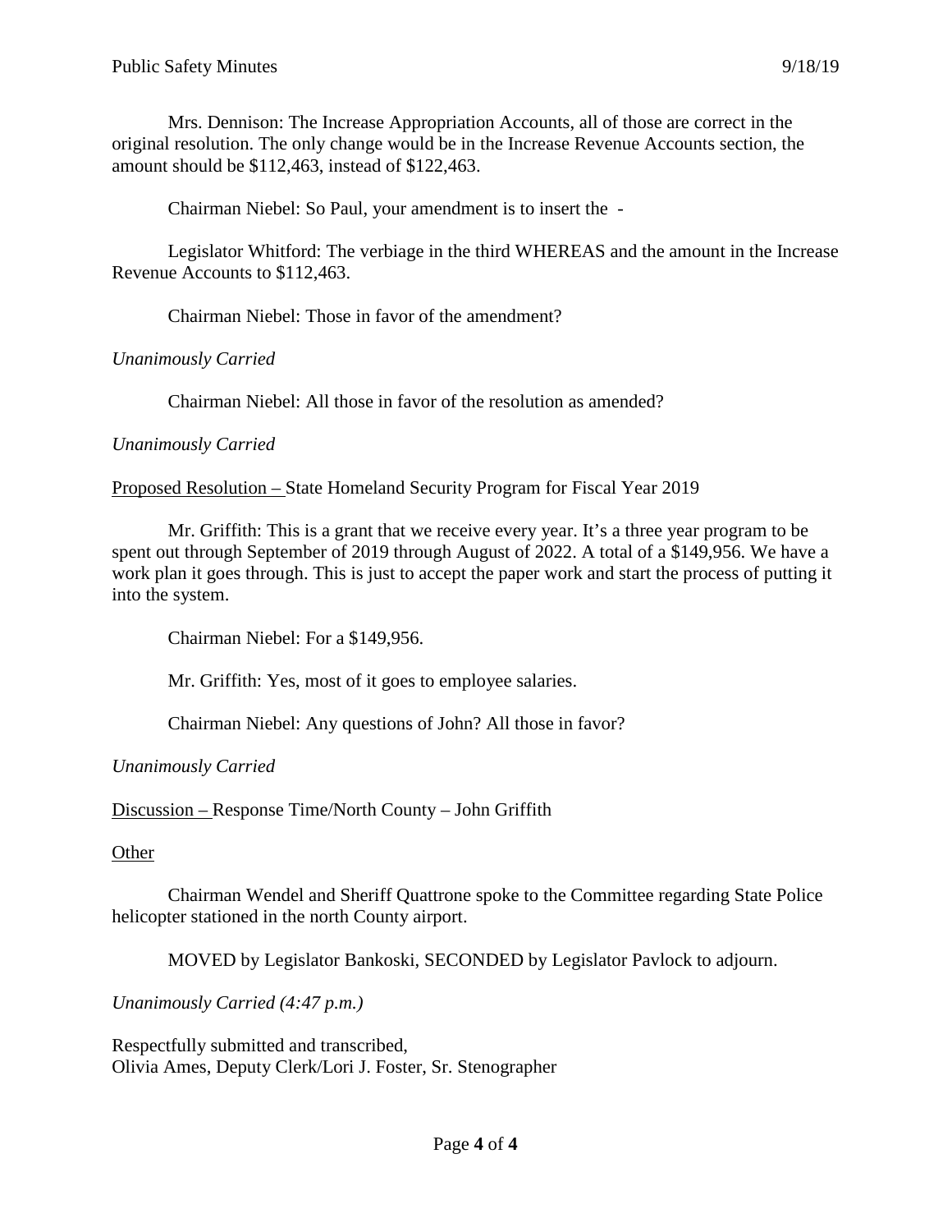Mrs. Dennison: The Increase Appropriation Accounts, all of those are correct in the original resolution. The only change would be in the Increase Revenue Accounts section, the amount should be $112,463, instead of $122,463.

Chairman Niebel: So Paul, your amendment is to insert the -

Legislator Whitford: The verbiage in the third WHEREAS and the amount in the Increase Revenue Accounts to $112,463.

Chairman Niebel: Those in favor of the amendment?

*Unanimously Carried*

Chairman Niebel: All those in favor of the resolution as amended?

*Unanimously Carried*

Proposed Resolution – State Homeland Security Program for Fiscal Year 2019

Mr. Griffith: This is a grant that we receive every year. It's a three year program to be spent out through September of 2019 through August of 2022. A total of a $149,956. We have a work plan it goes through. This is just to accept the paper work and start the process of putting it into the system.

Chairman Niebel: For a $149,956.

Mr. Griffith: Yes, most of it goes to employee salaries.

Chairman Niebel: Any questions of John? All those in favor?

*Unanimously Carried*

Discussion – Response Time/North County – John Griffith

Other

Chairman Wendel and Sheriff Quattrone spoke to the Committee regarding State Police helicopter stationed in the north County airport.

MOVED by Legislator Bankoski, SECONDED by Legislator Pavlock to adjourn.

*Unanimously Carried (4:47 p.m.)*

Respectfully submitted and transcribed,
Olivia Ames, Deputy Clerk/Lori J. Foster, Sr. Stenographer